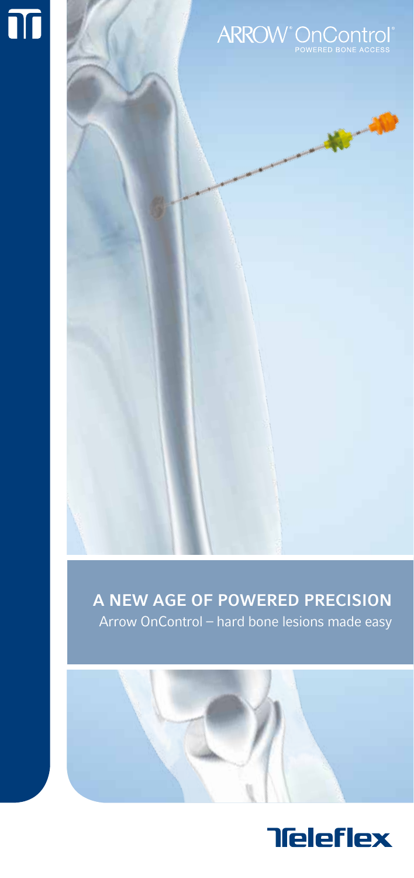ARROW® OnControl®

POWERED BONE ACCESS

# A NEW AGE OF POWERED PRECISION

Arrow OnControl – hard bone lesions made easy

Teleflex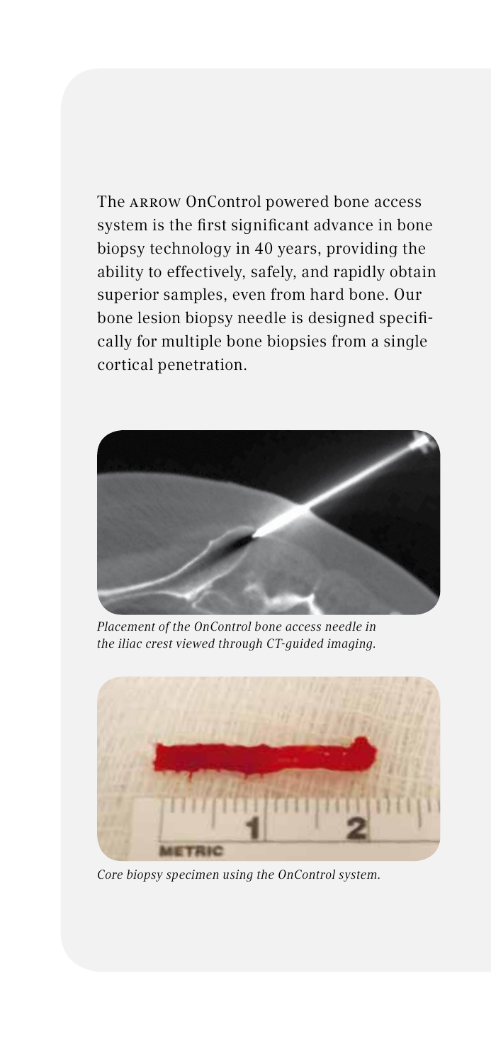The ARROW OnControl powered bone access system is the first significant advance in bone biopsy technology in 40 years, providing the ability to effectively, safely, and rapidly obtain superior samples, even from hard bone. Our bone lesion biopsy needle is designed specifically for multiple bone biopsies from a single cortical penetration.

*Placement of the OnControl bone access needle in the iliac crest viewed through CT-guided imaging.*

*Core biopsy specimen using the OnControl system.*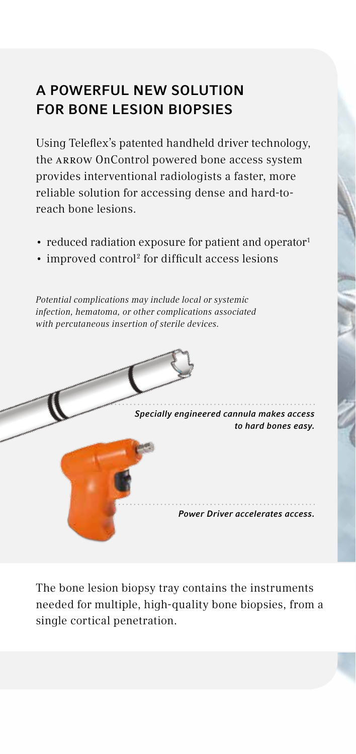## A POWERFUL NEW SOLUTION FOR BONE LESION BIOPSIES

Using Teleflex's patented handheld driver technology, the ARROW OnControl powered bone access system provides interventional radiologists a faster, more reliable solution for accessing dense and hard-to-reach bone lesions.

- reduced radiation exposure for patient and operator[1]
- improved control[2] for difficult access lesions

*Potential complications may include local or systemic infection, hematoma, or other complications associated with percutaneous insertion of sterile devices.*

***Specially engineered cannula makes access to hard bones easy.***

***Power Driver accelerates access.***

The bone lesion biopsy tray contains the instruments needed for multiple, high-quality bone biopsies, from a single cortical penetration.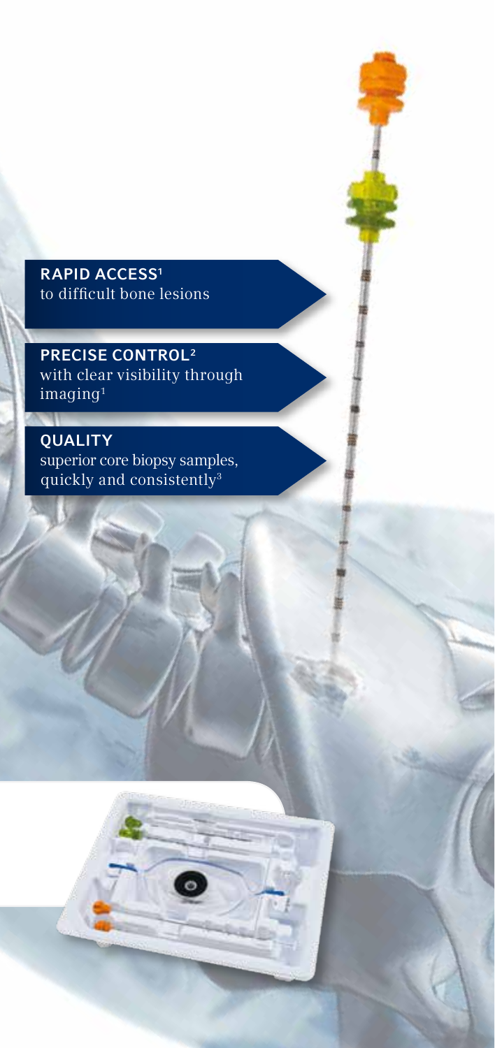**RAPID ACCESS**[1]
to difficult bone lesions

**PRECISE CONTROL**[2]
with clear visibility through imaging[1]

**QUALITY**
superior core biopsy samples, quickly and consistently[3]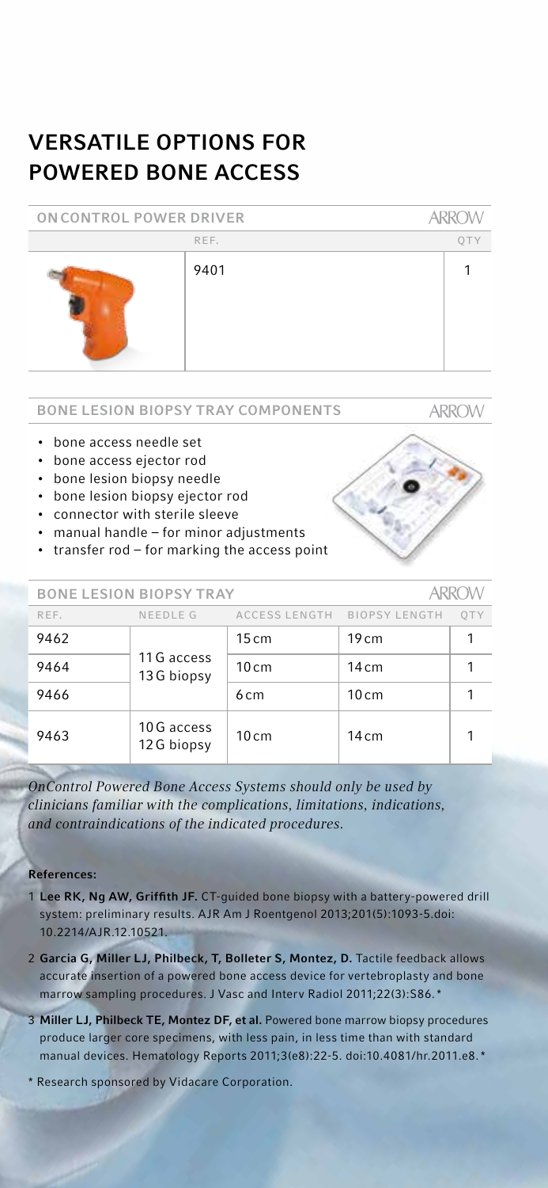# VERSATILE OPTIONS FOR POWERED BONE ACCESS

## ON CONTROL POWER DRIVER

ARROW

| REF. | QTY |
|---|---|
| 9401 | 1 |

## BONE LESION BIOPSY TRAY COMPONENTS

ARROW

- bone access needle set
- bone access ejector rod
- bone lesion biopsy needle
- bone lesion biopsy ejector rod
- connector with sterile sleeve
- manual handle – for minor adjustments
- transfer rod – for marking the access point

## BONE LESION BIOPSY TRAY

ARROW

| REF. | NEEDLE G | ACCESS LENGTH | BIOPSY LENGTH | QTY |
|---|---|---|---|---|
| 9462 | 11 G access 13 G biopsy | 15 cm | 19 cm | 1 |
| 9464 | | 10 cm | 14 cm | 1 |
| 9466 | | 6 cm | 10 cm | 1 |
| 9463 | 10 G access 12 G biopsy | 10 cm | 14 cm | 1 |

*OnControl Powered Bone Access Systems should only be used by clinicians familiar with the complications, limitations, indications, and contraindications of the indicated procedures.*

**References:**

1. **Lee RK, Ng AW, Griffith JF.** CT-guided bone biopsy with a battery-powered drill system: preliminary results. AJR Am J Roentgenol 2013;201(5):1093-5.doi: 10.2214/AJR.12.10521.
2. **Garcia G, Miller LJ, Philbeck, T, Bolleter S, Montez, D.** Tactile feedback allows accurate insertion of a powered bone access device for vertebroplasty and bone marrow sampling procedures. J Vasc and Interv Radiol 2011;22(3):S86.*
3. **Miller LJ, Philbeck TE, Montez DF, et al.** Powered bone marrow biopsy procedures produce larger core specimens, with less pain, in less time than with standard manual devices. Hematology Reports 2011;3(e8):22-5. doi:10.4081/hr.2011.e8.*

* Research sponsored by Vidacare Corporation.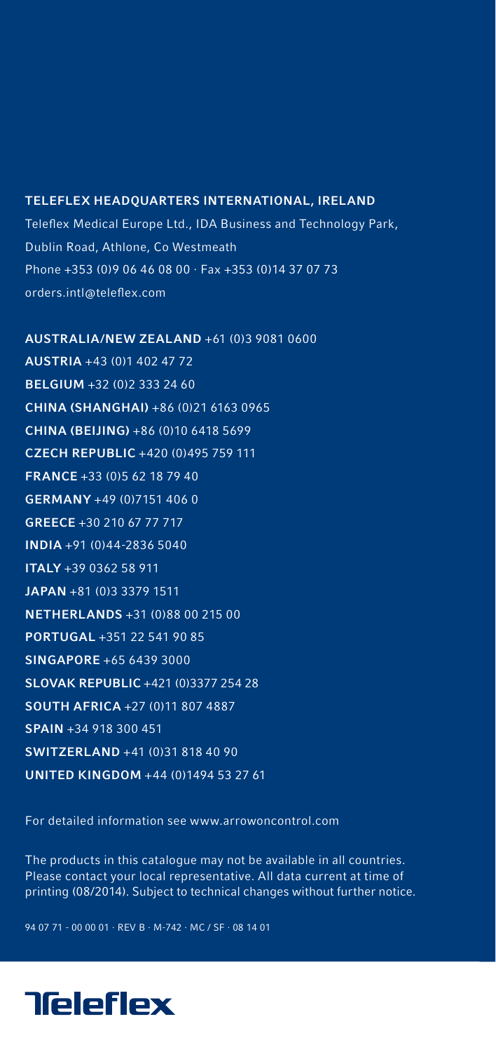**TELEFLEX HEADQUARTERS INTERNATIONAL, IRELAND**

Teleflex Medical Europe Ltd., IDA Business and Technology Park,
Dublin Road, Athlone, Co Westmeath
Phone +353 (0)9 06 46 08 00 · Fax +353 (0)14 37 07 73
orders.intl@teleflex.com

**AUSTRALIA/NEW ZEALAND** +61 (0)3 9081 0600
**AUSTRIA** +43 (0)1 402 47 72
**BELGIUM** +32 (0)2 333 24 60
**CHINA (SHANGHAI)** +86 (0)21 6163 0965
**CHINA (BEIJING)** +86 (0)10 6418 5699
**CZECH REPUBLIC** +420 (0)495 759 111
**FRANCE** +33 (0)5 62 18 79 40
**GERMANY** +49 (0)7151 406 0
**GREECE** +30 210 67 77 717
**INDIA** +91 (0)44-2836 5040
**ITALY** +39 0362 58 911
**JAPAN** +81 (0)3 3379 1511
**NETHERLANDS** +31 (0)88 00 215 00
**PORTUGAL** +351 22 541 90 85
**SINGAPORE** +65 6439 3000
**SLOVAK REPUBLIC** +421 (0)3377 254 28
**SOUTH AFRICA** +27 (0)11 807 4887
**SPAIN** +34 918 300 451
**SWITZERLAND** +41 (0)31 818 40 90
**UNITED KINGDOM** +44 (0)1494 53 27 61

For detailed information see www.arrowoncontrol.com

The products in this catalogue may not be available in all countries. Please contact your local representative. All data current at time of printing (08/2014). Subject to technical changes without further notice.

94 07 71 - 00 00 01 · REV B · M-742 · MC / SF · 08 14 01

Teleflex